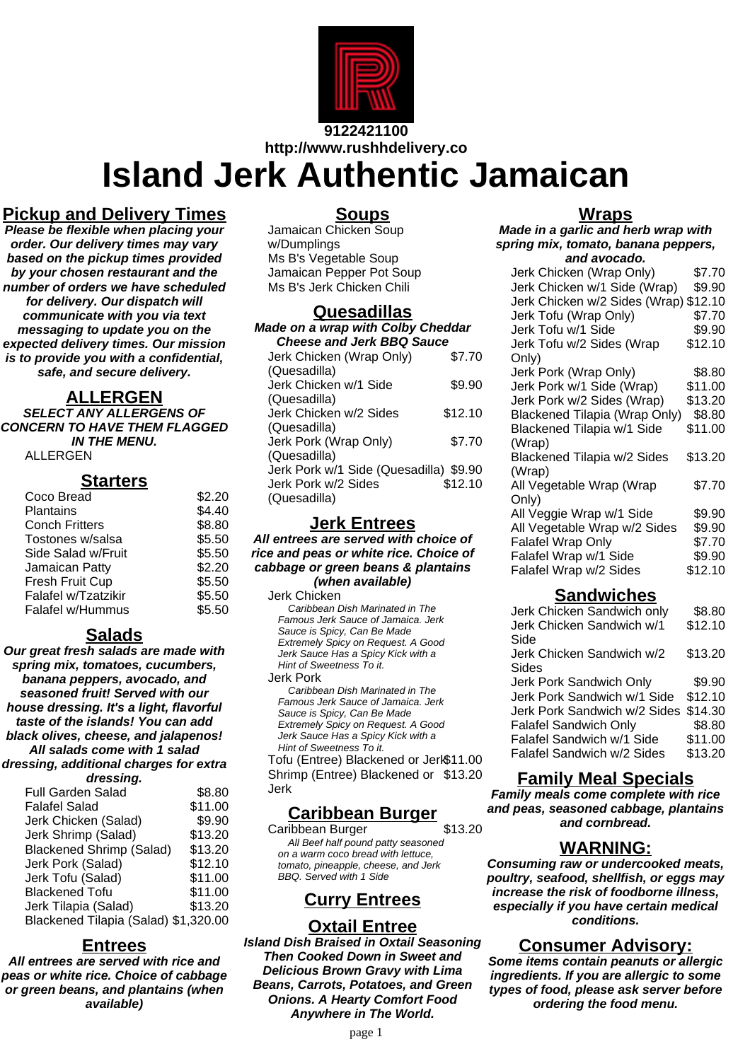9122421100
http://www.rushhdelivery.co

# Island Jerk Authentic Jamaican

## Pickup and Delivery Times

***Please be flexible when placing your order. Our delivery times may vary based on the pickup times provided by your chosen restaurant and the number of orders we have scheduled for delivery. Our dispatch will communicate with you via text messaging to update you on the expected delivery times. Our mission is to provide you with a confidential, safe, and secure delivery.***

## ALLERGEN

***SELECT ANY ALLERGENS OF CONCERN TO HAVE THEM FLAGGED IN THE MENU.***

ALLERGEN

## Starters

| Item | Price |
|---|---|
| Coco Bread | $2.20 |
| Plantains | $4.40 |
| Conch Fritters | $8.80 |
| Tostones w/salsa | $5.50 |
| Side Salad w/Fruit | $5.50 |
| Jamaican Patty | $2.20 |
| Fresh Fruit Cup | $5.50 |
| Falafel w/Tzatzikir | $5.50 |
| Falafel w/Hummus | $5.50 |

## Salads

***Our great fresh salads are made with spring mix, tomatoes, cucumbers, banana peppers, avocado, and seasoned fruit! Served with our house dressing. It's a light, flavorful taste of the islands! You can add black olives, cheese, and jalapenos! All salads come with 1 salad dressing, additional charges for extra dressing.***

| Item | Price |
|---|---|
| Full Garden Salad | $8.80 |
| Falafel Salad | $11.00 |
| Jerk Chicken (Salad) | $9.90 |
| Jerk Shrimp (Salad) | $13.20 |
| Blackened Shrimp (Salad) | $13.20 |
| Jerk Pork (Salad) | $12.10 |
| Jerk Tofu (Salad) | $11.00 |
| Blackened Tofu | $11.00 |
| Jerk Tilapia (Salad) | $13.20 |
| Blackened Tilapia (Salad) | $1,320.00 |

## Entrees

***All entrees are served with rice and peas or white rice. Choice of cabbage or green beans, and plantains (when available)***

## Soups

Jamaican Chicken Soup w/Dumplings
Ms B's Vegetable Soup
Jamaican Pepper Pot Soup
Ms B's Jerk Chicken Chili

## Quesadillas

***Made on a wrap with Colby Cheddar Cheese and Jerk BBQ Sauce***

| Item | Price |
|---|---|
| Jerk Chicken (Wrap Only) (Quesadilla) | $7.70 |
| Jerk Chicken w/1 Side (Quesadilla) | $9.90 |
| Jerk Chicken w/2 Sides (Quesadilla) | $12.10 |
| Jerk Pork (Wrap Only) (Quesadilla) | $7.70 |
| Jerk Pork w/1 Side (Quesadilla) | $9.90 |
| Jerk Pork w/2 Sides (Quesadilla) | $12.10 |

## Jerk Entrees

***All entrees are served with choice of rice and peas or white rice. Choice of cabbage or green beans & plantains (when available)***

Jerk Chicken

*Caribbean Dish Marinated in The Famous Jerk Sauce of Jamaica. Jerk Sauce is Spicy, Can Be Made Extremely Spicy on Request. A Good Jerk Sauce Has a Spicy Kick with a Hint of Sweetness To it.*

Jerk Pork

*Caribbean Dish Marinated in The Famous Jerk Sauce of Jamaica. Jerk Sauce is Spicy, Can Be Made Extremely Spicy on Request. A Good Jerk Sauce Has a Spicy Kick with a Hint of Sweetness To it.*

| Item | Price |
|---|---|
| Tofu (Entree) Blackened or Jerk | $11.00 |
| Shrimp (Entree) Blackened or Jerk | $13.20 |

## Caribbean Burger

| Item | Price |
|---|---|
| Caribbean Burger | $13.20 |

*All Beef half pound patty seasoned on a warm coco bread with lettuce, tomato, pineapple, cheese, and Jerk BBQ. Served with 1 Side*

## Curry Entrees

## Oxtail Entree

***Island Dish Braised in Oxtail Seasoning Then Cooked Down in Sweet and Delicious Brown Gravy with Lima Beans, Carrots, Potatoes, and Green Onions. A Hearty Comfort Food Anywhere in The World.***

## Wraps

***Made in a garlic and herb wrap with spring mix, tomato, banana peppers, and avocado.***

| Item | Price |
|---|---|
| Jerk Chicken (Wrap Only) | $7.70 |
| Jerk Chicken w/1 Side (Wrap) | $9.90 |
| Jerk Chicken w/2 Sides (Wrap) | $12.10 |
| Jerk Tofu (Wrap Only) | $7.70 |
| Jerk Tofu w/1 Side | $9.90 |
| Jerk Tofu w/2 Sides (Wrap Only) | $12.10 |
| Jerk Pork (Wrap Only) | $8.80 |
| Jerk Pork w/1 Side (Wrap) | $11.00 |
| Jerk Pork w/2 Sides (Wrap) | $13.20 |
| Blackened Tilapia (Wrap Only) | $8.80 |
| Blackened Tilapia w/1 Side (Wrap) | $11.00 |
| Blackened Tilapia w/2 Sides (Wrap) | $13.20 |
| All Vegetable Wrap (Wrap Only) | $7.70 |
| All Veggie Wrap w/1 Side | $9.90 |
| All Vegetable Wrap w/2 Sides | $9.90 |
| Falafel Wrap Only | $7.70 |
| Falafel Wrap w/1 Side | $9.90 |
| Falafel Wrap w/2 Sides | $12.10 |

## Sandwiches

| Item | Price |
|---|---|
| Jerk Chicken Sandwich only | $8.80 |
| Jerk Chicken Sandwich w/1 Side | $12.10 |
| Jerk Chicken Sandwich w/2 Sides | $13.20 |
| Jerk Pork Sandwich Only | $9.90 |
| Jerk Pork Sandwich w/1 Side | $12.10 |
| Jerk Pork Sandwich w/2 Sides | $14.30 |
| Falafel Sandwich Only | $8.80 |
| Falafel Sandwich w/1 Side | $11.00 |
| Falafel Sandwich w/2 Sides | $13.20 |

## Family Meal Specials

***Family meals come complete with rice and peas, seasoned cabbage, plantains and cornbread.***

## WARNING:

***Consuming raw or undercooked meats, poultry, seafood, shellfish, or eggs may increase the risk of foodborne illness, especially if you have certain medical conditions.***

## Consumer Advisory:

***Some items contain peanuts or allergic ingredients. If you are allergic to some types of food, please ask server before ordering the food menu.***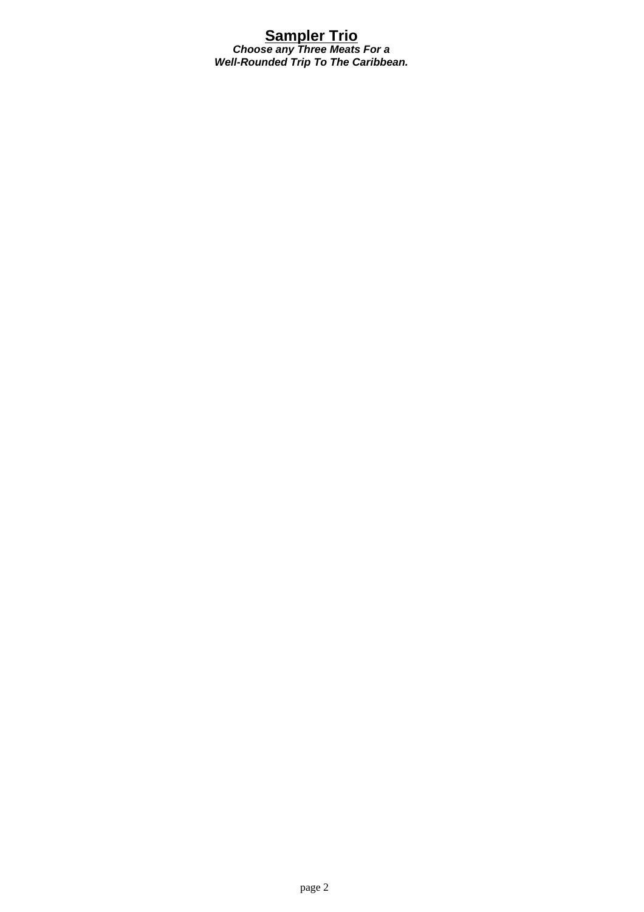## Sampler Trio

***Choose any Three Meats For a Well-Rounded Trip To The Caribbean.***